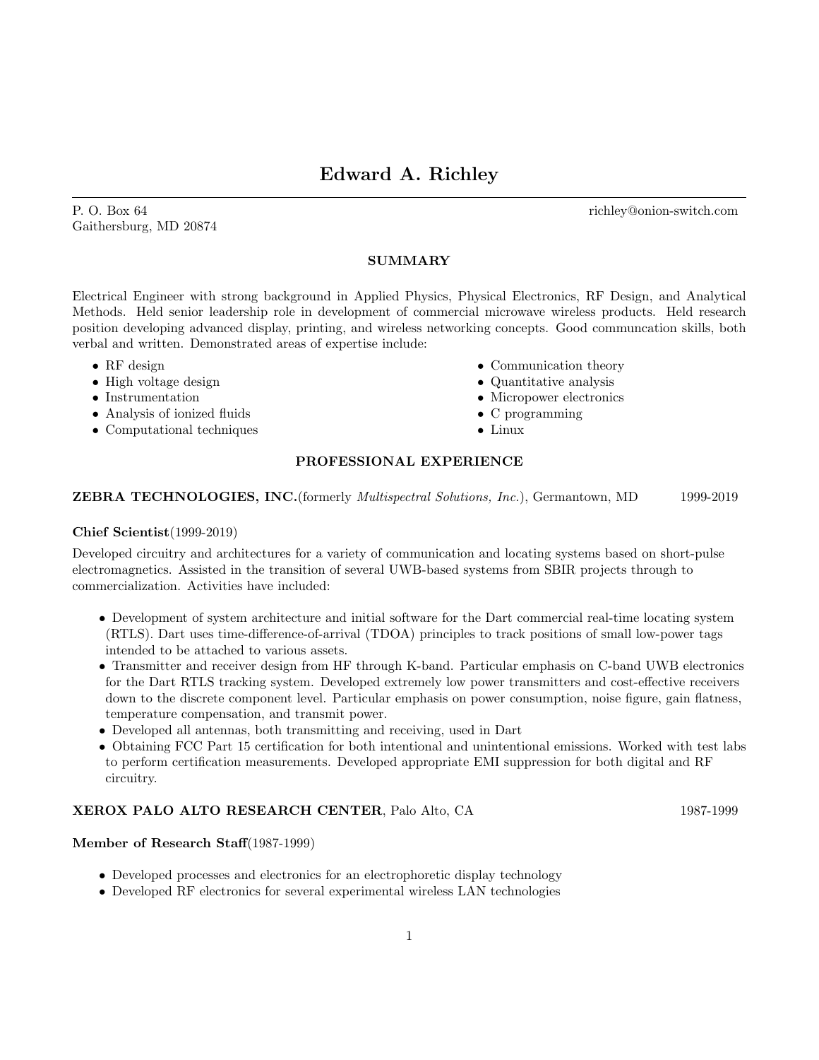# Edward A. Richley

P. O. Box 64
Gaithersburg, MD 20874

richley@onion-switch.com

## SUMMARY

Electrical Engineer with strong background in Applied Physics, Physical Electronics, RF Design, and Analytical Methods. Held senior leadership role in development of commercial microwave wireless products. Held research position developing advanced display, printing, and wireless networking concepts. Good communcation skills, both verbal and written. Demonstrated areas of expertise include:

- RF design
- High voltage design
- Instrumentation
- Analysis of ionized fluids
- Computational techniques
- Communication theory
- Quantitative analysis
- Micropower electronics
- C programming
- Linux

## PROFESSIONAL EXPERIENCE

**ZEBRA TECHNOLOGIES, INC.**(formerly *Multispectral Solutions, Inc.*), Germantown, MD 1999-2019

**Chief Scientist**(1999-2019)

Developed circuitry and architectures for a variety of communication and locating systems based on short-pulse electromagnetics. Assisted in the transition of several UWB-based systems from SBIR projects through to commercialization. Activities have included:

- Development of system architecture and initial software for the Dart commercial real-time locating system (RTLS). Dart uses time-difference-of-arrival (TDOA) principles to track positions of small low-power tags intended to be attached to various assets.
- Transmitter and receiver design from HF through K-band. Particular emphasis on C-band UWB electronics for the Dart RTLS tracking system. Developed extremely low power transmitters and cost-effective receivers down to the discrete component level. Particular emphasis on power consumption, noise figure, gain flatness, temperature compensation, and transmit power.
- Developed all antennas, both transmitting and receiving, used in Dart
- Obtaining FCC Part 15 certification for both intentional and unintentional emissions. Worked with test labs to perform certification measurements. Developed appropriate EMI suppression for both digital and RF circuitry.

**XEROX PALO ALTO RESEARCH CENTER**, Palo Alto, CA 1987-1999

**Member of Research Staff**(1987-1999)

- Developed processes and electronics for an electrophoretic display technology
- Developed RF electronics for several experimental wireless LAN technologies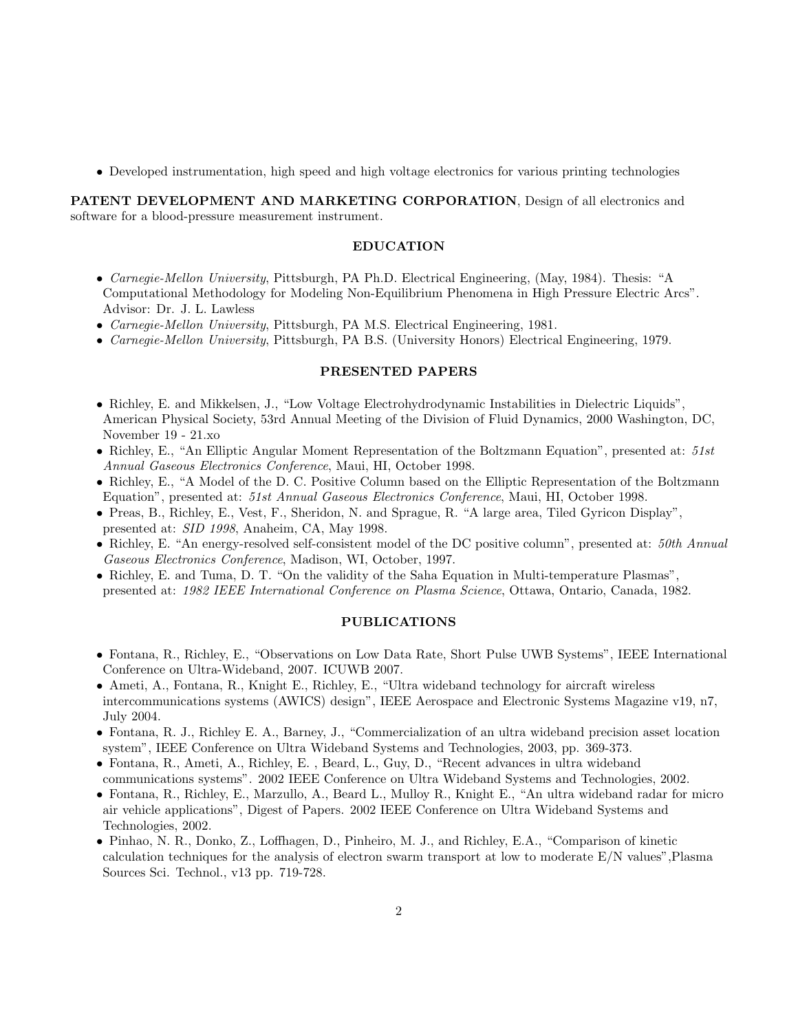- Developed instrumentation, high speed and high voltage electronics for various printing technologies

**PATENT DEVELOPMENT AND MARKETING CORPORATION**, Design of all electronics and software for a blood-pressure measurement instrument.

## EDUCATION

- *Carnegie-Mellon University*, Pittsburgh, PA Ph.D. Electrical Engineering, (May, 1984). Thesis: "A Computational Methodology for Modeling Non-Equilibrium Phenomena in High Pressure Electric Arcs". Advisor: Dr. J. L. Lawless
- *Carnegie-Mellon University*, Pittsburgh, PA M.S. Electrical Engineering, 1981.
- *Carnegie-Mellon University*, Pittsburgh, PA B.S. (University Honors) Electrical Engineering, 1979.

## PRESENTED PAPERS

- Richley, E. and Mikkelsen, J., "Low Voltage Electrohydrodynamic Instabilities in Dielectric Liquids", American Physical Society, 53rd Annual Meeting of the Division of Fluid Dynamics, 2000 Washington, DC, November 19 - 21.xo
- Richley, E., "An Elliptic Angular Moment Representation of the Boltzmann Equation", presented at: *51st Annual Gaseous Electronics Conference*, Maui, HI, October 1998.
- Richley, E., "A Model of the D. C. Positive Column based on the Elliptic Representation of the Boltzmann Equation", presented at: *51st Annual Gaseous Electronics Conference*, Maui, HI, October 1998.
- Preas, B., Richley, E., Vest, F., Sheridon, N. and Sprague, R. "A large area, Tiled Gyricon Display", presented at: *SID 1998*, Anaheim, CA, May 1998.
- Richley, E. "An energy-resolved self-consistent model of the DC positive column", presented at: *50th Annual Gaseous Electronics Conference*, Madison, WI, October, 1997.
- Richley, E. and Tuma, D. T. "On the validity of the Saha Equation in Multi-temperature Plasmas", presented at: *1982 IEEE International Conference on Plasma Science*, Ottawa, Ontario, Canada, 1982.

## PUBLICATIONS

- Fontana, R., Richley, E., "Observations on Low Data Rate, Short Pulse UWB Systems", IEEE International Conference on Ultra-Wideband, 2007. ICUWB 2007.
- Ameti, A., Fontana, R., Knight E., Richley, E., "Ultra wideband technology for aircraft wireless intercommunications systems (AWICS) design", IEEE Aerospace and Electronic Systems Magazine v19, n7, July 2004.
- Fontana, R. J., Richley E. A., Barney, J., "Commercialization of an ultra wideband precision asset location system", IEEE Conference on Ultra Wideband Systems and Technologies, 2003, pp. 369-373.
- Fontana, R., Ameti, A., Richley, E. , Beard, L., Guy, D., "Recent advances in ultra wideband communications systems". 2002 IEEE Conference on Ultra Wideband Systems and Technologies, 2002.
- Fontana, R., Richley, E., Marzullo, A., Beard L., Mulloy R., Knight E., "An ultra wideband radar for micro air vehicle applications", Digest of Papers. 2002 IEEE Conference on Ultra Wideband Systems and Technologies, 2002.
- Pinhao, N. R., Donko, Z., Loffhagen, D., Pinheiro, M. J., and Richley, E.A., "Comparison of kinetic calculation techniques for the analysis of electron swarm transport at low to moderate E/N values",Plasma Sources Sci. Technol., v13 pp. 719-728.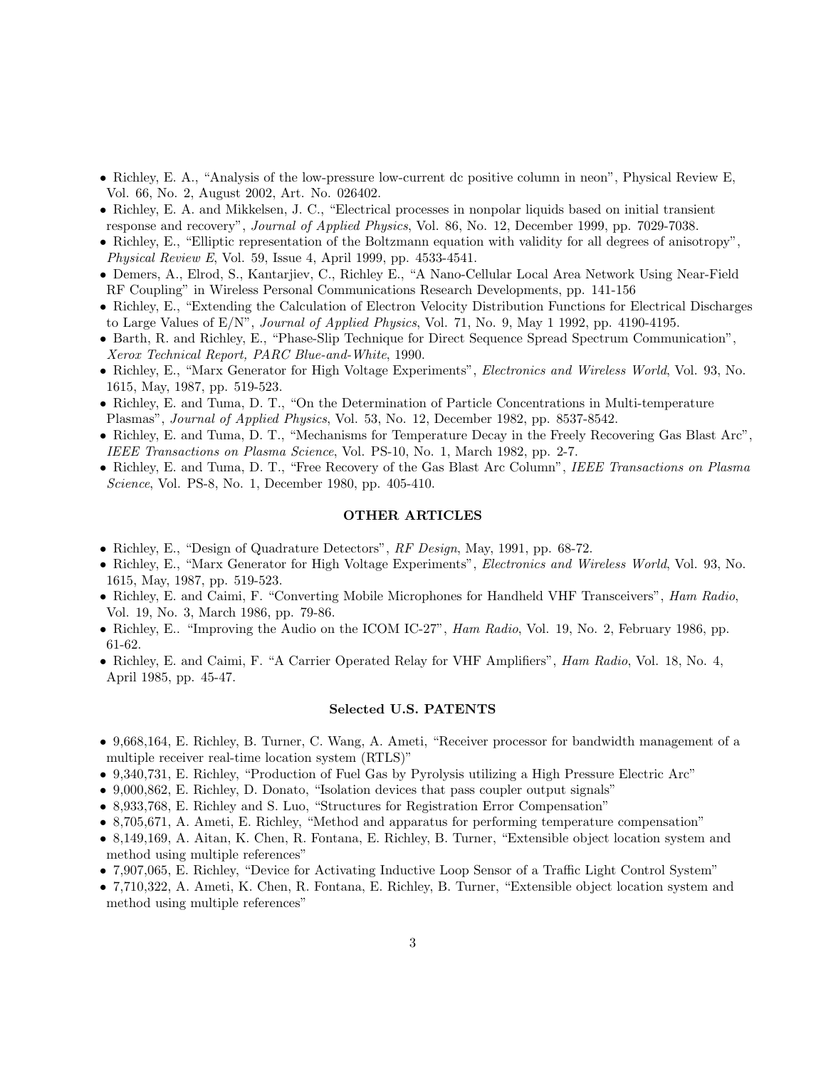- Richley, E. A., “Analysis of the low-pressure low-current dc positive column in neon”, Physical Review E, Vol. 66, No. 2, August 2002, Art. No. 026402.
- Richley, E. A. and Mikkelsen, J. C., “Electrical processes in nonpolar liquids based on initial transient response and recovery”, *Journal of Applied Physics*, Vol. 86, No. 12, December 1999, pp. 7029-7038.
- Richley, E., “Elliptic representation of the Boltzmann equation with validity for all degrees of anisotropy”, *Physical Review E*, Vol. 59, Issue 4, April 1999, pp. 4533-4541.
- Demers, A., Elrod, S., Kantarjiev, C., Richley E., “A Nano-Cellular Local Area Network Using Near-Field RF Coupling” in Wireless Personal Communications Research Developments, pp. 141-156
- Richley, E., “Extending the Calculation of Electron Velocity Distribution Functions for Electrical Discharges to Large Values of E/N”, *Journal of Applied Physics*, Vol. 71, No. 9, May 1 1992, pp. 4190-4195.
- Barth, R. and Richley, E., “Phase-Slip Technique for Direct Sequence Spread Spectrum Communication”, *Xerox Technical Report, PARC Blue-and-White*, 1990.
- Richley, E., “Marx Generator for High Voltage Experiments”, *Electronics and Wireless World*, Vol. 93, No. 1615, May, 1987, pp. 519-523.
- Richley, E. and Tuma, D. T., “On the Determination of Particle Concentrations in Multi-temperature Plasmas”, *Journal of Applied Physics*, Vol. 53, No. 12, December 1982, pp. 8537-8542.
- Richley, E. and Tuma, D. T., “Mechanisms for Temperature Decay in the Freely Recovering Gas Blast Arc”, *IEEE Transactions on Plasma Science*, Vol. PS-10, No. 1, March 1982, pp. 2-7.
- Richley, E. and Tuma, D. T., “Free Recovery of the Gas Blast Arc Column”, *IEEE Transactions on Plasma Science*, Vol. PS-8, No. 1, December 1980, pp. 405-410.

## OTHER ARTICLES

- Richley, E., “Design of Quadrature Detectors”, *RF Design*, May, 1991, pp. 68-72.
- Richley, E., “Marx Generator for High Voltage Experiments”, *Electronics and Wireless World*, Vol. 93, No. 1615, May, 1987, pp. 519-523.
- Richley, E. and Caimi, F. “Converting Mobile Microphones for Handheld VHF Transceivers”, *Ham Radio*, Vol. 19, No. 3, March 1986, pp. 79-86.
- Richley, E.. “Improving the Audio on the ICOM IC-27”, *Ham Radio*, Vol. 19, No. 2, February 1986, pp. 61-62.
- Richley, E. and Caimi, F. “A Carrier Operated Relay for VHF Amplifiers”, *Ham Radio*, Vol. 18, No. 4, April 1985, pp. 45-47.

## Selected U.S. PATENTS

- 9,668,164, E. Richley, B. Turner, C. Wang, A. Ameti, “Receiver processor for bandwidth management of a multiple receiver real-time location system (RTLS)”
- 9,340,731, E. Richley, “Production of Fuel Gas by Pyrolysis utilizing a High Pressure Electric Arc”
- 9,000,862, E. Richley, D. Donato, “Isolation devices that pass coupler output signals”
- 8,933,768, E. Richley and S. Luo, “Structures for Registration Error Compensation”
- 8,705,671, A. Ameti, E. Richley, “Method and apparatus for performing temperature compensation”
- 8,149,169, A. Aitan, K. Chen, R. Fontana, E. Richley, B. Turner, “Extensible object location system and method using multiple references”
- 7,907,065, E. Richley, “Device for Activating Inductive Loop Sensor of a Traffic Light Control System”
- 7,710,322, A. Ameti, K. Chen, R. Fontana, E. Richley, B. Turner, “Extensible object location system and method using multiple references”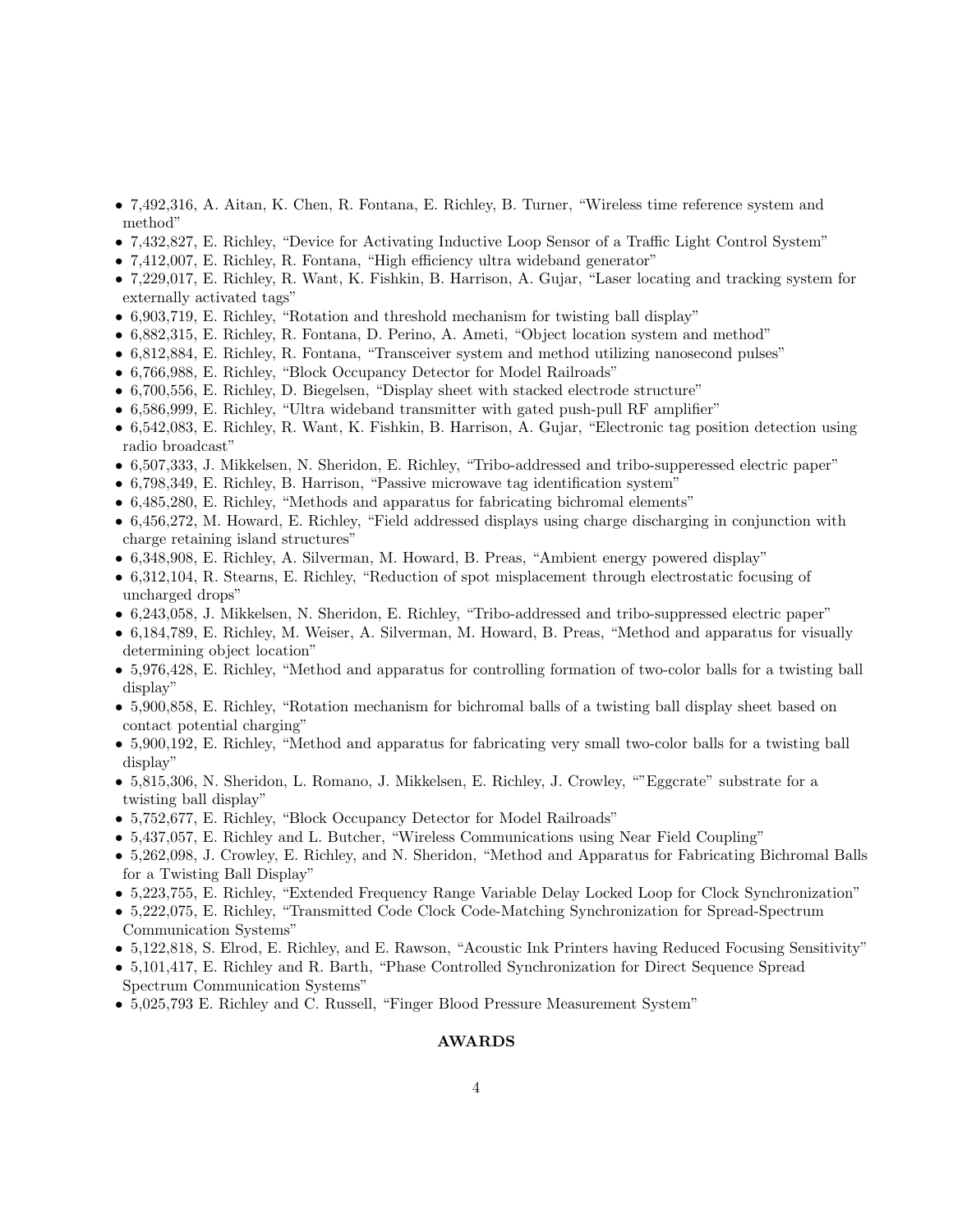- 7,492,316, A. Aitan, K. Chen, R. Fontana, E. Richley, B. Turner, "Wireless time reference system and method"
- 7,432,827, E. Richley, "Device for Activating Inductive Loop Sensor of a Traffic Light Control System"
- 7,412,007, E. Richley, R. Fontana, "High efficiency ultra wideband generator"
- 7,229,017, E. Richley, R. Want, K. Fishkin, B. Harrison, A. Gujar, "Laser locating and tracking system for externally activated tags"
- 6,903,719, E. Richley, "Rotation and threshold mechanism for twisting ball display"
- 6,882,315, E. Richley, R. Fontana, D. Perino, A. Ameti, "Object location system and method"
- 6,812,884, E. Richley, R. Fontana, "Transceiver system and method utilizing nanosecond pulses"
- 6,766,988, E. Richley, "Block Occupancy Detector for Model Railroads"
- 6,700,556, E. Richley, D. Biegelsen, "Display sheet with stacked electrode structure"
- 6,586,999, E. Richley, "Ultra wideband transmitter with gated push-pull RF amplifier"
- 6,542,083, E. Richley, R. Want, K. Fishkin, B. Harrison, A. Gujar, "Electronic tag position detection using radio broadcast"
- 6,507,333, J. Mikkelsen, N. Sheridon, E. Richley, "Tribo-addressed and tribo-supperessed electric paper"
- 6,798,349, E. Richley, B. Harrison, "Passive microwave tag identification system"
- 6,485,280, E. Richley, "Methods and apparatus for fabricating bichromal elements"
- 6,456,272, M. Howard, E. Richley, "Field addressed displays using charge discharging in conjunction with charge retaining island structures"
- 6,348,908, E. Richley, A. Silverman, M. Howard, B. Preas, "Ambient energy powered display"
- 6,312,104, R. Stearns, E. Richley, "Reduction of spot misplacement through electrostatic focusing of uncharged drops"
- 6,243,058, J. Mikkelsen, N. Sheridon, E. Richley, "Tribo-addressed and tribo-suppressed electric paper"
- 6,184,789, E. Richley, M. Weiser, A. Silverman, M. Howard, B. Preas, "Method and apparatus for visually determining object location"
- 5,976,428, E. Richley, "Method and apparatus for controlling formation of two-color balls for a twisting ball display"
- 5,900,858, E. Richley, "Rotation mechanism for bichromal balls of a twisting ball display sheet based on contact potential charging"
- 5,900,192, E. Richley, "Method and apparatus for fabricating very small two-color balls for a twisting ball display"
- 5,815,306, N. Sheridon, L. Romano, J. Mikkelsen, E. Richley, J. Crowley, ""Eggcrate" substrate for a twisting ball display"
- 5,752,677, E. Richley, "Block Occupancy Detector for Model Railroads"
- 5,437,057, E. Richley and L. Butcher, "Wireless Communications using Near Field Coupling"
- 5,262,098, J. Crowley, E. Richley, and N. Sheridon, "Method and Apparatus for Fabricating Bichromal Balls for a Twisting Ball Display"
- 5,223,755, E. Richley, "Extended Frequency Range Variable Delay Locked Loop for Clock Synchronization"
- 5,222,075, E. Richley, "Transmitted Code Clock Code-Matching Synchronization for Spread-Spectrum Communication Systems"
- 5,122,818, S. Elrod, E. Richley, and E. Rawson, "Acoustic Ink Printers having Reduced Focusing Sensitivity"
- 5,101,417, E. Richley and R. Barth, "Phase Controlled Synchronization for Direct Sequence Spread Spectrum Communication Systems"
- 5,025,793 E. Richley and C. Russell, "Finger Blood Pressure Measurement System"

## AWARDS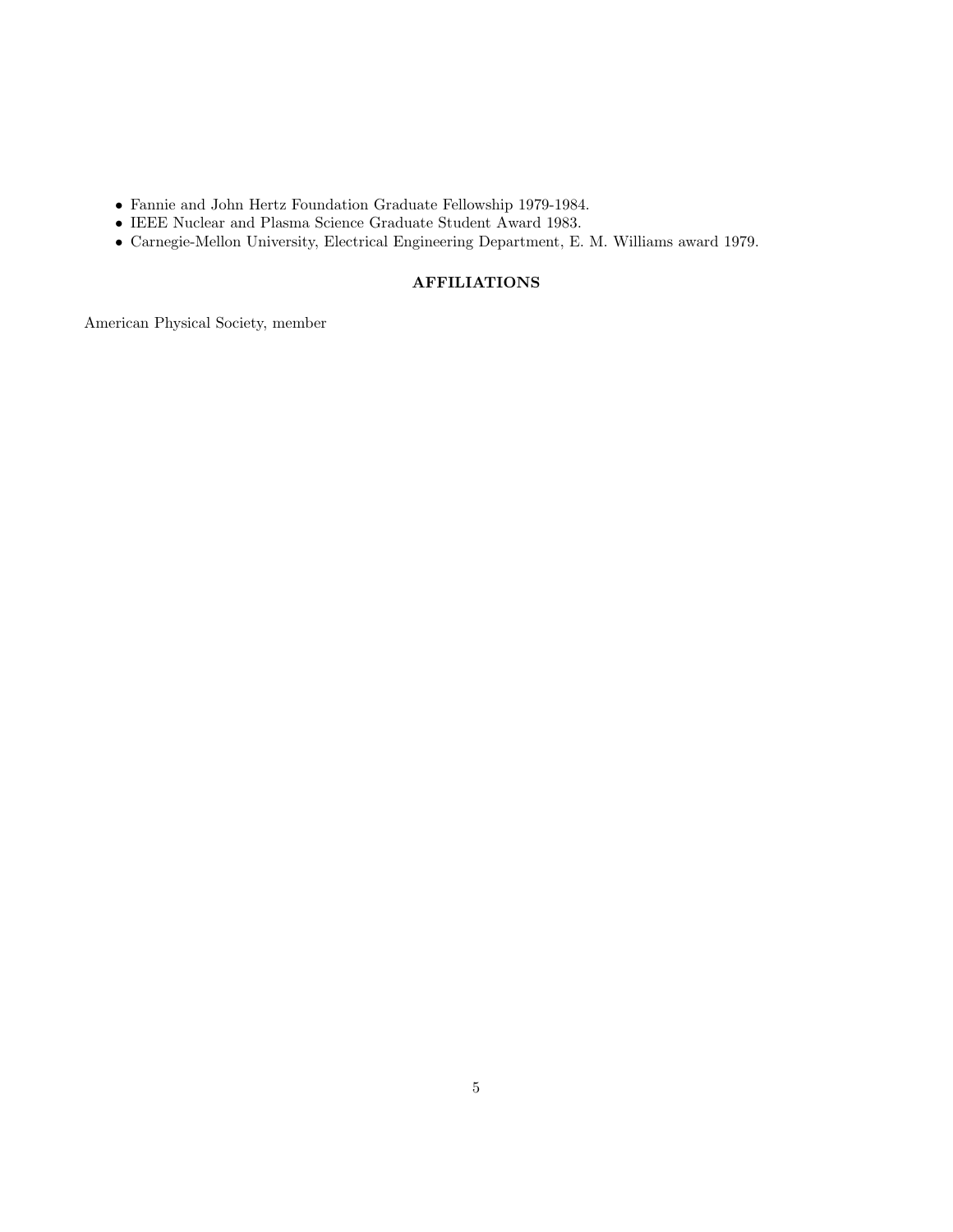- Fannie and John Hertz Foundation Graduate Fellowship 1979-1984.
- IEEE Nuclear and Plasma Science Graduate Student Award 1983.
- Carnegie-Mellon University, Electrical Engineering Department, E. M. Williams award 1979.

## AFFILIATIONS

American Physical Society, member